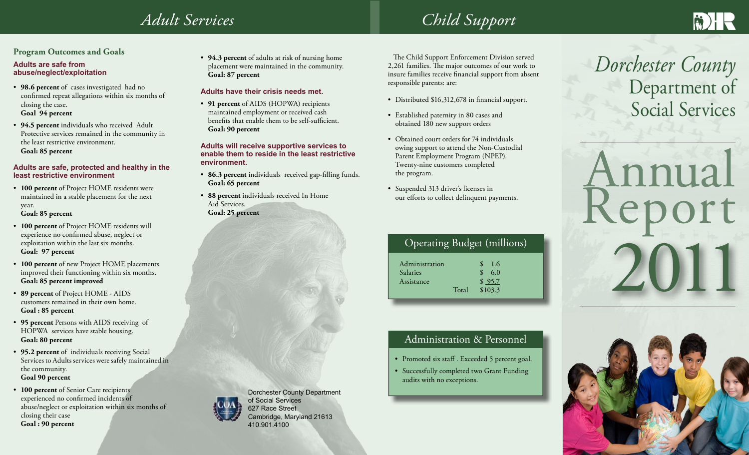# Adult Services

## Program Outcomes and Goals

### Adults are safe from abuse/neglect/exploitation

- **98.6 percent** of cases investigated had no confirmed repeat allegations within six months of closing the case.
  **Goal 94 percent**
- **94.5 percent** individuals who received Adult Protective services remained in the community in the least restrictive environment.
  **Goal: 85 percent**

### Adults are safe, protected and healthy in the least restrictive environment

- **100 percent** of Project HOME residents were maintained in a stable placement for the next year.
  **Goal: 85 percent**
- **100 percent** of Project HOME residents will experience no confirmed abuse, neglect or exploitation within the last six months.
  **Goal: 97 percent**
- **100 percent** of new Project HOME placements improved their functioning within six months.
  **Goal: 85 percent improved**
- **89 percent** of Project HOME - AIDS customers remained in their own home.
  **Goal : 85 percent**
- **95 percent** Persons with AIDS receiving of HOPWA services have stable housing.
  **Goal: 80 percent**
- **95.2 percent** of individuals receiving Social Services to Adults services were safely maintained in the community.
  **Goal 90 percent**
- **100 percent** of Senior Care recipients experienced no confirmed incidents of abuse/neglect or exploitation within six months of closing their case
  **Goal : 90 percent**
- **94.3 percent** of adults at risk of nursing home placement were maintained in the community.
  **Goal: 87 percent**

### Adults have their crisis needs met.

- **91 percent** of AIDS (HOPWA) recipients maintained employment or received cash benefits that enable them to be self-sufficient.
  **Goal: 90 percent**

### Adults will receive supportive services to enable them to reside in the least restrictive environment.

- **86.3 percent** individuals received gap-filling funds.
  **Goal: 65 percent**
- **88 percent** individuals received In Home Aid Services.
  **Goal: 25 percent**

Dorchester County Department of Social Services
627 Race Street
Cambridge, Maryland 21613
410.901.4100

# Child Support

The Child Support Enforcement Division served 2,261 families. The major outcomes of our work to insure families receive financial support from absent responsible parents: are:

- Distributed $16,312,678 in financial support.
- Established paternity in 80 cases and obtained 180 new support orders
- Obtained court orders for 74 individuals owing support to attend the Non-Custodial Parent Employment Program (NPEP). Twenty-nine customers completed the program.
- Suspended 313 driver's licenses in our efforts to collect delinquent payments.

## Operating Budget (millions)

| | Amount |
|---|---|
| Administration | $ 1.6 |
| Salaries | $ 6.0 |
| Assistance | $ 95.7 |
| Total | $103.3 |

## Administration & Personnel

- Promoted six staff . Exceeded 5 percent goal.
- Successfully completed two Grant Funding audits with no exceptions.

# Dorchester County Department of Social Services

# Annual Report 2011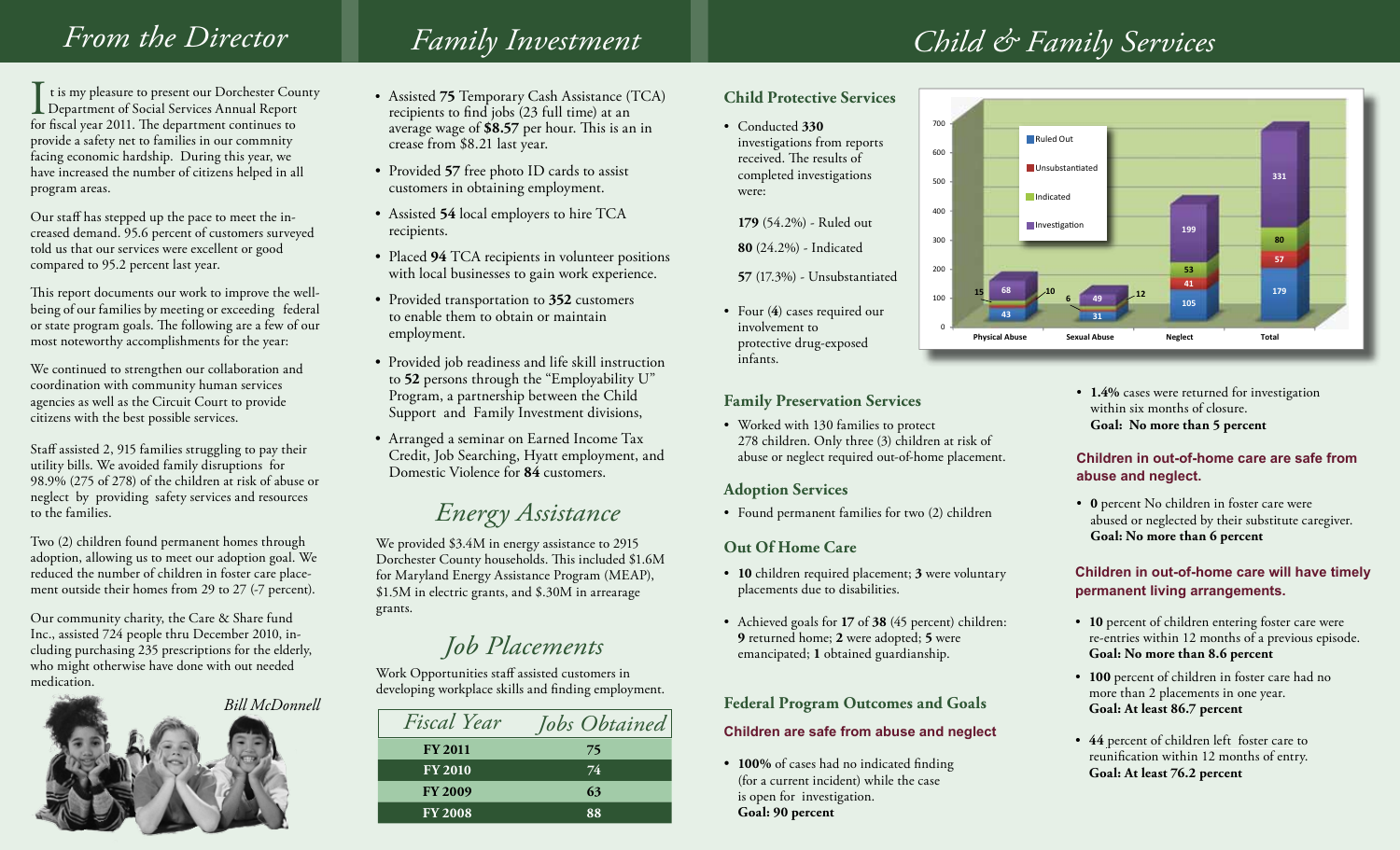# From the Director

It is my pleasure to present our Dorchester County Department of Social Services Annual Report for fiscal year 2011. The department continues to provide a safety net to families in our commnity facing economic hardship. During this year, we have increased the number of citizens helped in all program areas.

Our staff has stepped up the pace to meet the increased demand. 95.6 percent of customers surveyed told us that our services were excellent or good compared to 95.2 percent last year.

This report documents our work to improve the well-being of our families by meeting or exceeding federal or state program goals. The following are a few of our most noteworthy accomplishments for the year:

We continued to strengthen our collaboration and coordination with community human services agencies as well as the Circuit Court to provide citizens with the best possible services.

Staff assisted 2, 915 families struggling to pay their utility bills. We avoided family disruptions for 98.9% (275 of 278) of the children at risk of abuse or neglect by providing safety services and resources to the families.

Two (2) children found permanent homes through adoption, allowing us to meet our adoption goal. We reduced the number of children in foster care placement outside their homes from 29 to 27 (-7 percent).

Our community charity, the Care & Share fund Inc., assisted 724 people thru December 2010, including purchasing 235 prescriptions for the elderly, who might otherwise have done with out needed medication.

*Bill McDonnell*

# Family Investment

- Assisted **75** Temporary Cash Assistance (TCA) recipients to find jobs (23 full time) at an average wage of **$8.57** per hour. This is an increase from $8.21 last year.
- Provided **57** free photo ID cards to assist customers in obtaining employment.
- Assisted **54** local employers to hire TCA recipients.
- Placed **94** TCA recipients in volunteer positions with local businesses to gain work experience.
- Provided transportation to **352** customers to enable them to obtain or maintain employment.
- Provided job readiness and life skill instruction to **52** persons through the "Employability U" Program, a partnership between the Child Support and Family Investment divisions,
- Arranged a seminar on Earned Income Tax Credit, Job Searching, Hyatt employment, and Domestic Violence for **84** customers.

# Energy Assistance

We provided $3.4M in energy assistance to 2915 Dorchester County households. This included $1.6M for Maryland Energy Assistance Program (MEAP), $1.5M in electric grants, and $.30M in arrearage grants.

# Job Placements

Work Opportunities staff assisted customers in developing workplace skills and finding employment.

| Fiscal Year | Jobs Obtained |
|---|---|
| FY 2011 | 75 |
| FY 2010 | 74 |
| FY 2009 | 63 |
| FY 2008 | 88 |

# Child & Family Services

### Child Protective Services

- Conducted **330** investigations from reports received. The results of completed investigations were:

  **179** (54.2%) - Ruled out

  **80** (24.2%) - Indicated

  **57** (17.3%) - Unsubstantiated

- Four (**4**) cases required our involvement to protective drug-exposed infants.

Ruled Out
Unsubstantiated
Indicated
Investigation
700
600
500
400
300
200
100
0
Physical Abuse: 43, 15, 68
Sexual Abuse: 31, 6, 10, 49
Neglect: 105, 41, 53, 12, 199
Total: 179, 57, 80, 331

### Family Preservation Services

- Worked with 130 families to protect 278 children. Only three (3) children at risk of abuse or neglect required out-of-home placement.

### Adoption Services

- Found permanent families for two (2) children

### Out Of Home Care

- **10** children required placement; **3** were voluntary placements due to disabilities.
- Achieved goals for **17** of **38** (45 percent) children: **9** returned home; **2** were adopted; **5** were emancipated; **1** obtained guardianship.

### Federal Program Outcomes and Goals

**Children are safe from abuse and neglect**

- **100%** of cases had no indicated finding (for a current incident) while the case is open for investigation.
  **Goal: 90 percent**
- **1.4%** cases were returned for investigation within six months of closure.
  **Goal: No more than 5 percent**

**Children in out-of-home care are safe from abuse and neglect.**

- **0** percent No children in foster care were abused or neglected by their substitute caregiver.
  **Goal: No more than 6 percent**

**Children in out-of-home care will have timely permanent living arrangements.**

- **10** percent of children entering foster care were re-entries within 12 months of a previous episode.
  **Goal: No more than 8.6 percent**
- **100** percent of children in foster care had no more than 2 placements in one year.
  **Goal: At least 86.7 percent**
- **44** percent of children left foster care to reunification within 12 months of entry.
  **Goal: At least 76.2 percent**